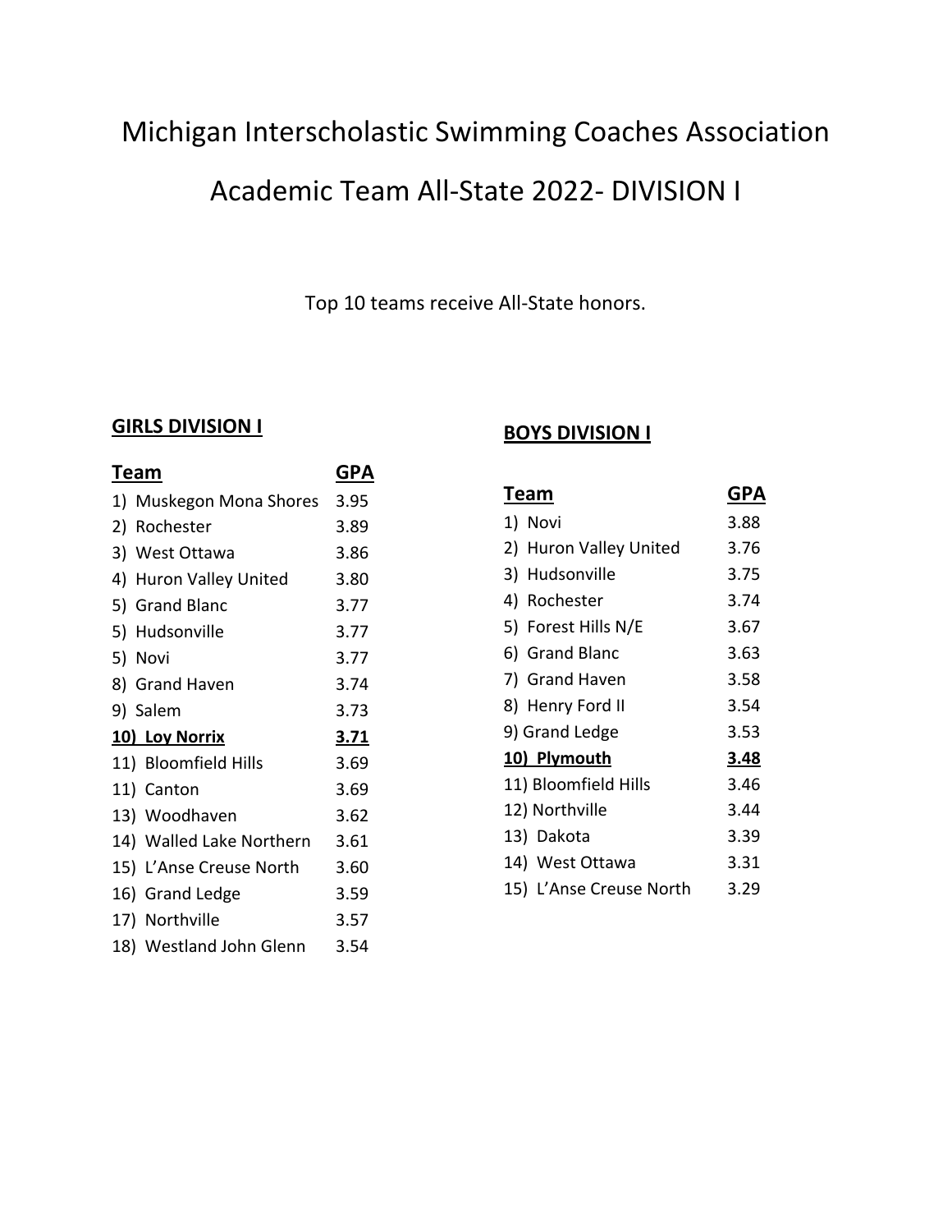# Michigan Interscholastic Swimming Coaches Association

# Academic Team All-State 2022- DIVISION I

Top 10 teams receive All-State honors.

## GIRLS DIVISION I

| Team | GPA |
|---|---|
| 1) Muskegon Mona Shores | 3.95 |
| 2) Rochester | 3.89 |
| 3) West Ottawa | 3.86 |
| 4) Huron Valley United | 3.80 |
| 5) Grand Blanc | 3.77 |
| 5) Hudsonville | 3.77 |
| 5) Novi | 3.77 |
| 8) Grand Haven | 3.74 |
| 9) Salem | 3.73 |
| **10) Loy Norrix** | **3.71** |
| 11) Bloomfield Hills | 3.69 |
| 11) Canton | 3.69 |
| 13) Woodhaven | 3.62 |
| 14) Walled Lake Northern | 3.61 |
| 15) L'Anse Creuse North | 3.60 |
| 16) Grand Ledge | 3.59 |
| 17) Northville | 3.57 |
| 18) Westland John Glenn | 3.54 |

## BOYS DIVISION I

| Team | GPA |
|---|---|
| 1) Novi | 3.88 |
| 2) Huron Valley United | 3.76 |
| 3) Hudsonville | 3.75 |
| 4) Rochester | 3.74 |
| 5) Forest Hills N/E | 3.67 |
| 6) Grand Blanc | 3.63 |
| 7) Grand Haven | 3.58 |
| 8) Henry Ford II | 3.54 |
| 9) Grand Ledge | 3.53 |
| **10) Plymouth** | **3.48** |
| 11) Bloomfield Hills | 3.46 |
| 12) Northville | 3.44 |
| 13) Dakota | 3.39 |
| 14) West Ottawa | 3.31 |
| 15) L'Anse Creuse North | 3.29 |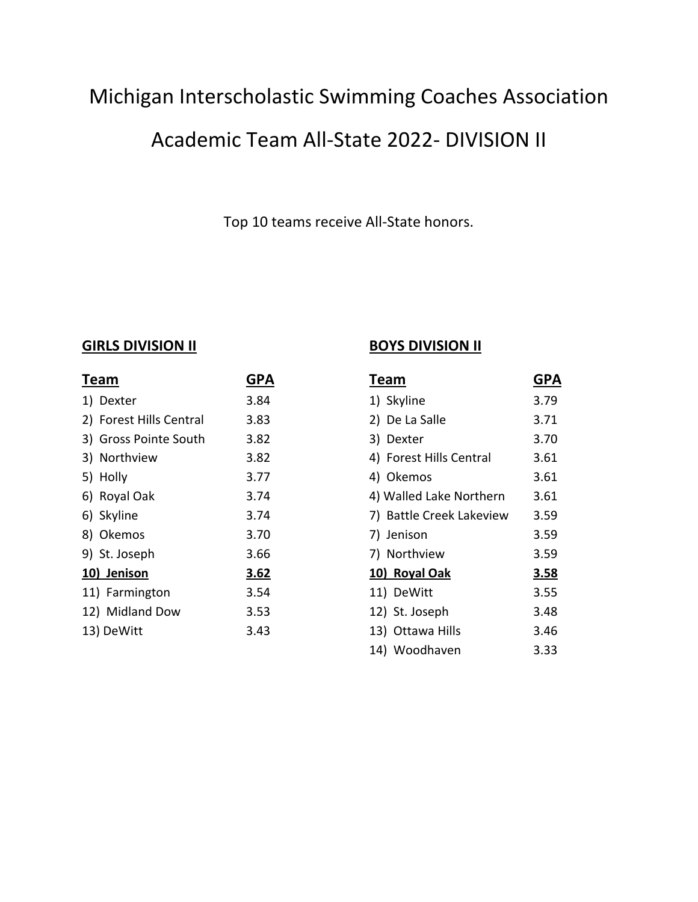# Michigan Interscholastic Swimming Coaches Association

# Academic Team All-State 2022- DIVISION II

Top 10 teams receive All-State honors.

## GIRLS DIVISION II

| Team | GPA |
|---|---|
| 1) Dexter | 3.84 |
| 2) Forest Hills Central | 3.83 |
| 3) Gross Pointe South | 3.82 |
| 3) Northview | 3.82 |
| 5) Holly | 3.77 |
| 6) Royal Oak | 3.74 |
| 6) Skyline | 3.74 |
| 8) Okemos | 3.70 |
| 9) St. Joseph | 3.66 |
| **10) Jenison** | **3.62** |
| 11) Farmington | 3.54 |
| 12) Midland Dow | 3.53 |
| 13) DeWitt | 3.43 |

## BOYS DIVISION II

| Team | GPA |
|---|---|
| 1) Skyline | 3.79 |
| 2) De La Salle | 3.71 |
| 3) Dexter | 3.70 |
| 4) Forest Hills Central | 3.61 |
| 4) Okemos | 3.61 |
| 4) Walled Lake Northern | 3.61 |
| 7) Battle Creek Lakeview | 3.59 |
| 7) Jenison | 3.59 |
| 7) Northview | 3.59 |
| **10) Royal Oak** | **3.58** |
| 11) DeWitt | 3.55 |
| 12) St. Joseph | 3.48 |
| 13) Ottawa Hills | 3.46 |
| 14) Woodhaven | 3.33 |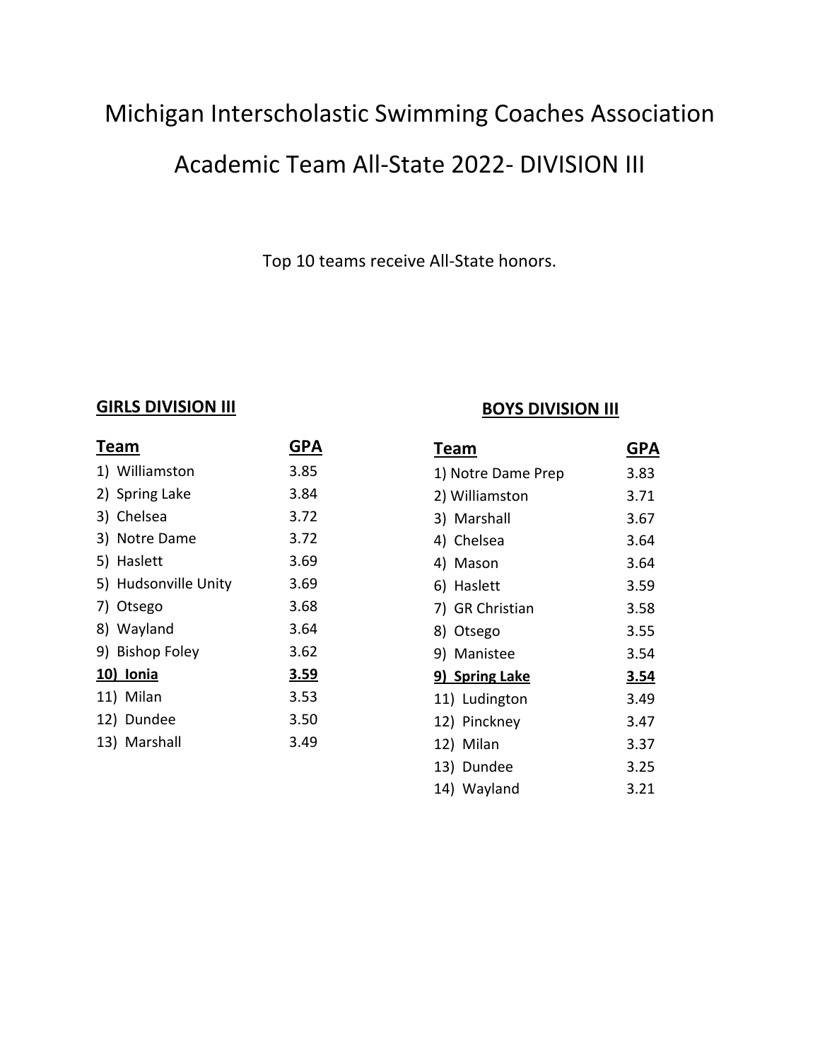# Michigan Interscholastic Swimming Coaches Association

# Academic Team All-State 2022- DIVISION III

Top 10 teams receive All-State honors.

## GIRLS DIVISION III

| Team | GPA |
| --- | --- |
| 1) Williamston | 3.85 |
| 2) Spring Lake | 3.84 |
| 3) Chelsea | 3.72 |
| 3) Notre Dame | 3.72 |
| 5) Haslett | 3.69 |
| 5) Hudsonville Unity | 3.69 |
| 7) Otsego | 3.68 |
| 8) Wayland | 3.64 |
| 9) Bishop Foley | 3.62 |
| **10) Ionia** | **3.59** |
| 11) Milan | 3.53 |
| 12) Dundee | 3.50 |
| 13) Marshall | 3.49 |

## BOYS DIVISION III

| Team | GPA |
| --- | --- |
| 1) Notre Dame Prep | 3.83 |
| 2) Williamston | 3.71 |
| 3) Marshall | 3.67 |
| 4) Chelsea | 3.64 |
| 4) Mason | 3.64 |
| 6) Haslett | 3.59 |
| 7) GR Christian | 3.58 |
| 8) Otsego | 3.55 |
| 9) Manistee | 3.54 |
| **9) Spring Lake** | **3.54** |
| 11) Ludington | 3.49 |
| 12) Pinckney | 3.47 |
| 12) Milan | 3.37 |
| 13) Dundee | 3.25 |
| 14) Wayland | 3.21 |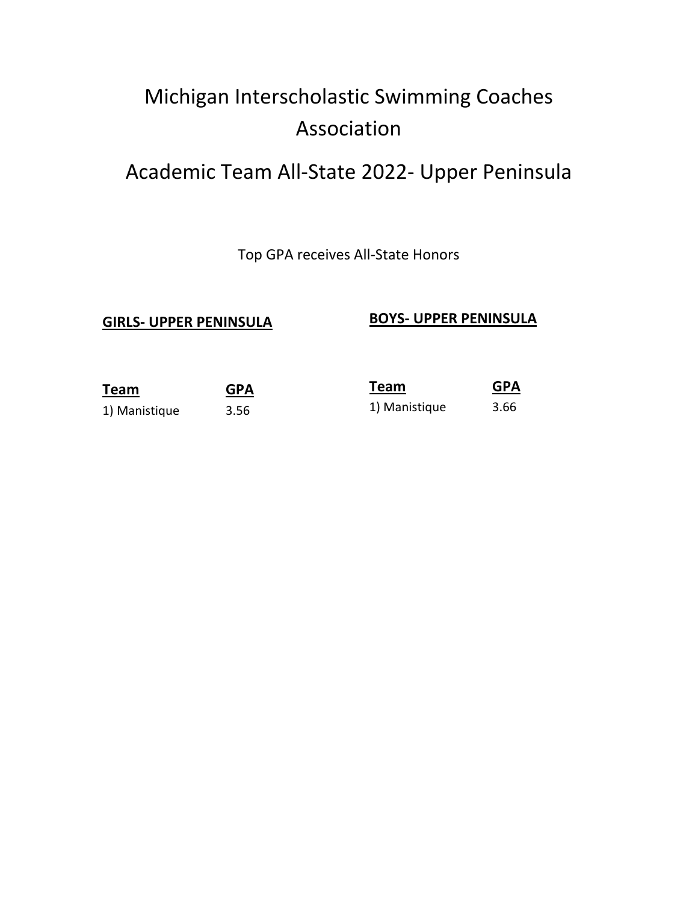# Michigan Interscholastic Swimming Coaches Association

## Academic Team All-State 2022- Upper Peninsula

Top GPA receives All-State Honors

**GIRLS- UPPER PENINSULA**

| Team | GPA |
|---|---|
| 1) Manistique | 3.56 |

**BOYS- UPPER PENINSULA**

| Team | GPA |
|---|---|
| 1) Manistique | 3.66 |